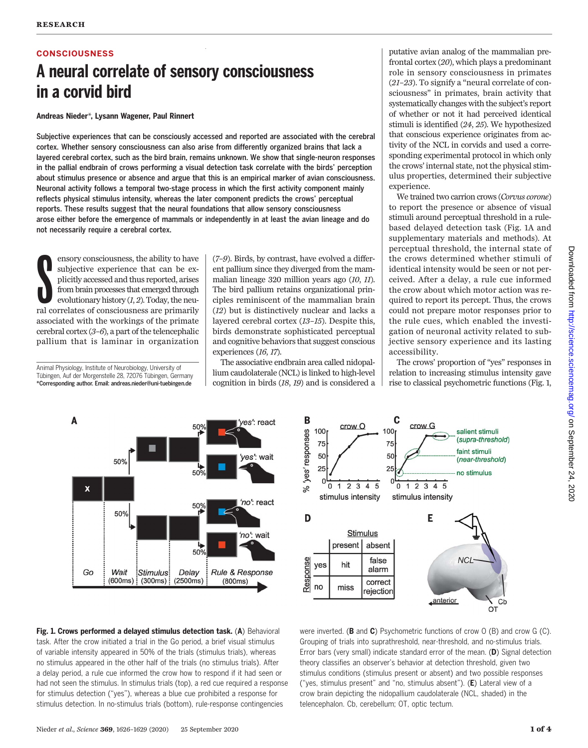CONSCIOUSNESS

# A neural correlate of sensory consciousness in a corvid bird

**Andreas Nieder\*, Lysann Wagener, Paul Rinnert**

**Subjective experiences that can be consciously accessed and reported are associated with the cerebral cortex. Whether sensory consciousness can also arise from differently organized brains that lack a layered cerebral cortex, such as the bird brain, remains unknown. We show that single-neuron responses in the pallial endbrain of crows performing a visual detection task correlate with the birds' perception about stimulus presence or absence and argue that this is an empirical marker of avian consciousness. Neuronal activity follows a temporal two-stage process in which the first activity component mainly reflects physical stimulus intensity, whereas the later component predicts the crows' perceptual reports. These results suggest that the neural foundations that allow sensory consciousness arose either before the emergence of mammals or independently in at least the avian lineage and do not necessarily require a cerebral cortex.**

Animal Physiology, Institute of Neurobiology, University of Tübingen, Auf der Morgenstelle 28, 72076 Tübingen, Germany
\*Corresponding author. Email: andreas.nieder@uni-tuebingen.de

Sensory consciousness, the ability to have subjective experience that can be explicitly accessed and thus reported, arises from brain processes that emerged through evolutionary history (*1*, *2*). Today, the neural correlates of consciousness are primarily associated with the workings of the primate cerebral cortex (*3*–*6*), a part of the telencephalic pallium that is laminar in organization (*7*–*9*). Birds, by contrast, have evolved a different pallium since they diverged from the mammalian lineage 320 million years ago (*10*, *11*). The bird pallium retains organizational principles reminiscent of the mammalian brain (*12*) but is distinctively nuclear and lacks a layered cerebral cortex (*13*–*15*). Despite this, birds demonstrate sophisticated perceptual and cognitive behaviors that suggest conscious experiences (*16*, *17*).

The associative endbrain area called nidopallium caudolaterale (NCL) is linked to high-level cognition in birds (*18*, *19*) and is considered a putative avian analog of the mammalian prefrontal cortex (*20*), which plays a predominant role in sensory consciousness in primates (*21*–*23*). To signify a "neural correlate of consciousness" in primates, brain activity that systematically changes with the subject's report of whether or not it had perceived identical stimuli is identified (*24*, *25*). We hypothesized that conscious experience originates from activity of the NCL in corvids and used a corresponding experimental protocol in which only the crows' internal state, not the physical stimulus properties, determined their subjective experience.

We trained two carrion crows (*Corvus corone*) to report the presence or absence of visual stimuli around perceptual threshold in a rule-based delayed detection task (Fig. 1A and supplementary materials and methods). At perceptual threshold, the internal state of the crows determined whether stimuli of identical intensity would be seen or not perceived. After a delay, a rule cue informed the crow about which motor action was required to report its percept. Thus, the crows could not prepare motor responses prior to the rule cues, which enabled the investigation of neuronal activity related to subjective sensory experience and its lasting accessibility.

The crows' proportion of "yes" responses in relation to increasing stimulus intensity gave rise to classical psychometric functions (Fig. 1,

**Fig. 1. Crows performed a delayed stimulus detection task.** (**A**) Behavioral task. After the crow initiated a trial in the Go period, a brief visual stimulus of variable intensity appeared in 50% of the trials (stimulus trials), whereas no stimulus appeared in the other half of the trials (no stimulus trials). After a delay period, a rule cue informed the crow how to respond if it had seen or had not seen the stimulus. In stimulus trials (top), a red cue required a response for stimulus detection ("yes"), whereas a blue cue prohibited a response for stimulus detection. In no-stimulus trials (bottom), rule-response contingencies were inverted. (**B** and **C**) Psychometric functions of crow O (B) and crow G (C). Grouping of trials into suprathreshold, near-threshold, and no-stimulus trials. Error bars (very small) indicate standard error of the mean. (**D**) Signal detection theory classifies an observer's behavior at detection threshold, given two stimulus conditions (stimulus present or absent) and two possible responses ("yes, stimulus present" and "no, stimulus absent"). (**E**) Lateral view of a crow brain depicting the nidopallium caudolaterale (NCL, shaded) in the telencephalon. Cb, cerebellum; OT, optic tectum.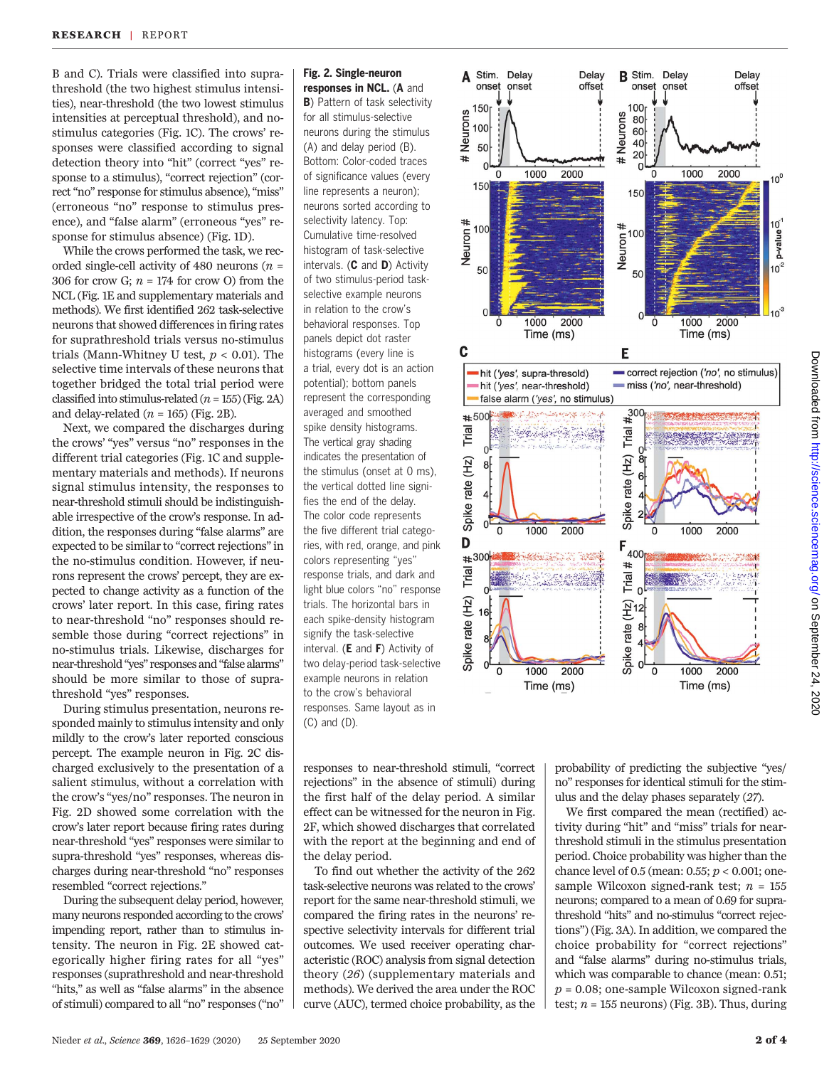B and C). Trials were classified into suprathreshold (the two highest stimulus intensities), near-threshold (the two lowest stimulus intensities at perceptual threshold), and no-stimulus categories (Fig. 1C). The crows' responses were classified according to signal detection theory into "hit" (correct "yes" response to a stimulus), "correct rejection" (correct "no" response for stimulus absence), "miss" (erroneous "no" response to stimulus presence), and "false alarm" (erroneous "yes" response for stimulus absence) (Fig. 1D).

While the crows performed the task, we recorded single-cell activity of 480 neurons ($n$ = 306 for crow G; $n$ = 174 for crow O) from the NCL (Fig. 1E and supplementary materials and methods). We first identified 262 task-selective neurons that showed differences in firing rates for suprathreshold trials versus no-stimulus trials (Mann-Whitney U test, $p < 0.01$). The selective time intervals of these neurons that together bridged the total trial period were classified into stimulus-related ($n$ = 155) (Fig. 2A) and delay-related ($n$ = 165) (Fig. 2B).

Next, we compared the discharges during the crows' "yes" versus "no" responses in the different trial categories (Fig. 1C and supplementary materials and methods). If neurons signal stimulus intensity, the responses to near-threshold stimuli should be indistinguishable irrespective of the crow's response. In addition, the responses during "false alarms" are expected to be similar to "correct rejections" in the no-stimulus condition. However, if neurons represent the crows' percept, they are expected to change activity as a function of the crows' later report. In this case, firing rates to near-threshold "no" responses should resemble those during "correct rejections" in no-stimulus trials. Likewise, discharges for near-threshold "yes" responses and "false alarms" should be more similar to those of suprathreshold "yes" responses.

During stimulus presentation, neurons responded mainly to stimulus intensity and only mildly to the crow's later reported conscious percept. The example neuron in Fig. 2C discharged exclusively to the presentation of a salient stimulus, without a correlation with the crow's "yes/no" responses. The neuron in Fig. 2D showed some correlation with the crow's later report because firing rates during near-threshold "yes" responses were similar to supra-threshold "yes" responses, whereas discharges during near-threshold "no" responses resembled "correct rejections."

During the subsequent delay period, however, many neurons responded according to the crows' impending report, rather than to stimulus intensity. The neuron in Fig. 2E showed categorically higher firing rates for all "yes" responses (suprathreshold and near-threshold "hits," as well as "false alarms" in the absence of stimuli) compared to all "no" responses ("no" responses to near-threshold stimuli, "correct rejections" in the absence of stimuli) during the first half of the delay period. A similar effect can be witnessed for the neuron in Fig. 2F, which showed discharges that correlated with the report at the beginning and end of the delay period.

To find out whether the activity of the 262 task-selective neurons was related to the crows' report for the same near-threshold stimuli, we compared the firing rates in the neurons' respective selectivity intervals for different trial outcomes. We used receiver operating characteristic (ROC) analysis from signal detection theory ([26]) (supplementary materials and methods). We derived the area under the ROC curve (AUC), termed choice probability, as the probability of predicting the subjective "yes/no" responses for identical stimuli for the stimulus and the delay phases separately ([27]).

We first compared the mean (rectified) activity during "hit" and "miss" trials for near-threshold stimuli in the stimulus presentation period. Choice probability was higher than the chance level of 0.5 (mean: 0.55; $p < 0.001$; one-sample Wilcoxon signed-rank test; $n$ = 155 neurons; compared to a mean of 0.69 for suprathreshold "hits" and no-stimulus "correct rejections") (Fig. 3A). In addition, we compared the choice probability for "correct rejections" and "false alarms" during no-stimulus trials, which was comparable to chance (mean: 0.51; $p$ = 0.08; one-sample Wilcoxon signed-rank test; $n$ = 155 neurons) (Fig. 3B). Thus, during

**Fig. 2. Single-neuron responses in NCL.** (**A** and **B**) Pattern of task selectivity for all stimulus-selective neurons during the stimulus (A) and delay period (B). Bottom: Color-coded traces of significance values (every line represents a neuron); neurons sorted according to selectivity latency. Top: Cumulative time-resolved histogram of task-selective intervals. (**C** and **D**) Activity of two stimulus-period task-selective example neurons in relation to the crow's behavioral responses. Top panels depict dot raster histograms (every line is a trial, every dot is an action potential); bottom panels represent the corresponding averaged and smoothed spike density histograms. The vertical gray shading indicates the presentation of the stimulus (onset at 0 ms), the vertical dotted line signifies the end of the delay. The color code represents the five different trial categories, with red, orange, and pink colors representing "yes" response trials, and dark and light blue colors "no" response trials. The horizontal bars in each spike-density histogram signify the task-selective interval. (**E** and **F**) Activity of two delay-period task-selective example neurons in relation to the crow's behavioral responses. Same layout as in (C) and (D).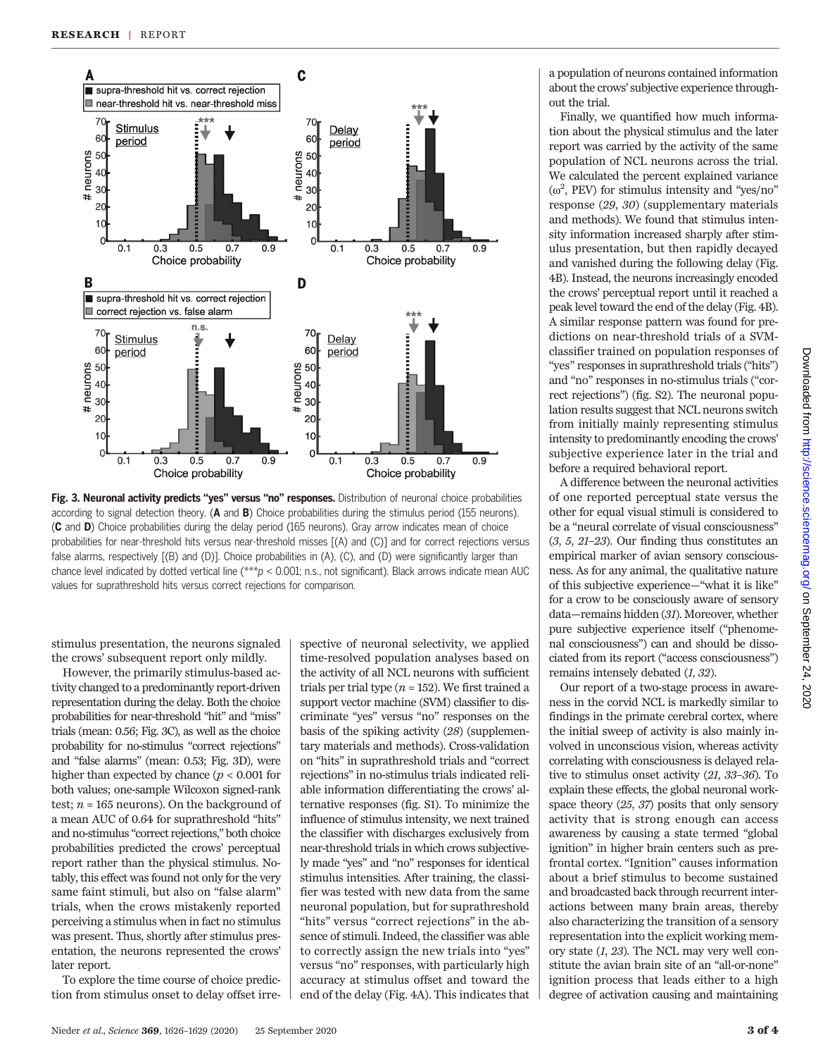**Fig. 3. Neuronal activity predicts "yes" versus "no" responses.** Distribution of neuronal choice probabilities according to signal detection theory. (**A** and **B**) Choice probabilities during the stimulus period (155 neurons). (**C** and **D**) Choice probabilities during the delay period (165 neurons). Gray arrow indicates mean of choice probabilities for near-threshold hits versus near-threshold misses [(A) and (C)] and for correct rejections versus false alarms, respectively [(B) and (D)]. Choice probabilities in (A), (C), and (D) were significantly larger than chance level indicated by dotted vertical line (***$p < 0.001$; n.s., not significant). Black arrows indicate mean AUC values for suprathreshold hits versus correct rejections for comparison.

stimulus presentation, the neurons signaled the crows' subsequent report only mildly.

However, the primarily stimulus-based activity changed to a predominantly report-driven representation during the delay. Both the choice probabilities for near-threshold "hit" and "miss" trials (mean: 0.56; Fig. 3C), as well as the choice probability for no-stimulus "correct rejections" and "false alarms" (mean: 0.53; Fig. 3D), were higher than expected by chance ($p < 0.001$ for both values; one-sample Wilcoxon signed-rank test; $n = 165$ neurons). On the background of a mean AUC of 0.64 for suprathreshold "hits" and no-stimulus "correct rejections," both choice probabilities predicted the crows' perceptual report rather than the physical stimulus. Notably, this effect was found not only for the very same faint stimuli, but also on "false alarm" trials, when the crows mistakenly reported perceiving a stimulus when in fact no stimulus was present. Thus, shortly after stimulus presentation, the neurons represented the crows' later report.

To explore the time course of choice prediction from stimulus onset to delay offset irrespective of neuronal selectivity, we applied time-resolved population analyses based on the activity of all NCL neurons with sufficient trials per trial type ($n = 152$). We first trained a support vector machine (SVM) classifier to discriminate "yes" versus "no" responses on the basis of the spiking activity (*28*) (supplementary materials and methods). Cross-validation on "hits" in suprathreshold trials and "correct rejections" in no-stimulus trials indicated reliable information differentiating the crows' alternative responses (fig. S1). To minimize the influence of stimulus intensity, we next trained the classifier with discharges exclusively from near-threshold trials in which crows subjectively made "yes" and "no" responses for identical stimulus intensities. After training, the classifier was tested with new data from the same neuronal population, but for suprathreshold "hits" versus "correct rejections" in the absence of stimuli. Indeed, the classifier was able to correctly assign the new trials into "yes" versus "no" responses, with particularly high accuracy at stimulus offset and toward the end of the delay (Fig. 4A). This indicates that a population of neurons contained information about the crows' subjective experience throughout the trial.

Finally, we quantified how much information about the physical stimulus and the later report was carried by the activity of the same population of NCL neurons across the trial. We calculated the percent explained variance ($\omega^2$, PEV) for stimulus intensity and "yes/no" response (*29*, *30*) (supplementary materials and methods). We found that stimulus intensity information increased sharply after stimulus presentation, but then rapidly decayed and vanished during the following delay (Fig. 4B). Instead, the neurons increasingly encoded the crows' perceptual report until it reached a peak level toward the end of the delay (Fig. 4B). A similar response pattern was found for predictions on near-threshold trials of a SVM-classifier trained on population responses of "yes" responses in suprathreshold trials ("hits") and "no" responses in no-stimulus trials ("correct rejections") (fig. S2). The neuronal population results suggest that NCL neurons switch from initially mainly representing stimulus intensity to predominantly encoding the crows' subjective experience later in the trial and before a required behavioral report.

A difference between the neuronal activities of one reported perceptual state versus the other for equal visual stimuli is considered to be a "neural correlate of visual consciousness" (*3*, *5*, *21*–*23*). Our finding thus constitutes an empirical marker of avian sensory consciousness. As for any animal, the qualitative nature of this subjective experience—"what it is like" for a crow to be consciously aware of sensory data—remains hidden (*31*). Moreover, whether pure subjective experience itself ("phenomenal consciousness") can and should be dissociated from its report ("access consciousness") remains intensely debated (*1*, *32*).

Our report of a two-stage process in awareness in the corvid NCL is markedly similar to findings in the primate cerebral cortex, where the initial sweep of activity is also mainly involved in unconscious vision, whereas activity correlating with consciousness is delayed relative to stimulus onset activity (*21*, *33*–*36*). To explain these effects, the global neuronal workspace theory (*25*, *37*) posits that only sensory activity that is strong enough can access awareness by causing a state termed "global ignition" in higher brain centers such as prefrontal cortex. "Ignition" causes information about a brief stimulus to become sustained and broadcasted back through recurrent interactions between many brain areas, thereby also characterizing the transition of a sensory representation into the explicit working memory state (*1*, *23*). The NCL may very well constitute the avian brain site of an "all-or-none" ignition process that leads either to a high degree of activation causing and maintaining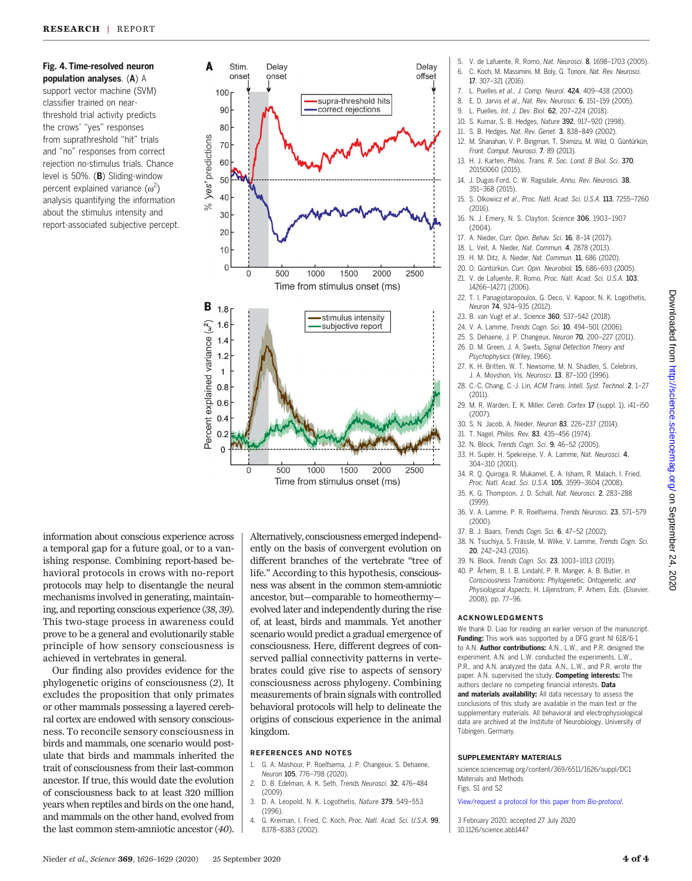**Fig. 4. Time-resolved neuron population analyses.** (**A**) A support vector machine (SVM) classifier trained on near-threshold trial activity predicts the crows' "yes" responses from suprathreshold "hit" trials and "no" responses from correct rejection no-stimulus trials. Chance level is 50%. (**B**) Sliding-window percent explained variance ($\omega^2$) analysis quantifying the information about the stimulus intensity and report-associated subjective percept.

information about conscious experience across a temporal gap for a future goal, or to a vanishing response. Combining report-based behavioral protocols in crows with no-report protocols may help to disentangle the neural mechanisms involved in generating, maintaining, and reporting conscious experience (*38*, *39*). This two-stage process in awareness could prove to be a general and evolutionarily stable principle of how sensory consciousness is achieved in vertebrates in general.

Our finding also provides evidence for the phylogenetic origins of consciousness (*2*). It excludes the proposition that only primates or other mammals possessing a layered cerebral cortex are endowed with sensory consciousness. To reconcile sensory consciousness in birds and mammals, one scenario would postulate that birds and mammals inherited the trait of consciousness from their last-common ancestor. If true, this would date the evolution of consciousness back to at least 320 million years when reptiles and birds on the one hand, and mammals on the other hand, evolved from the last common stem-amniotic ancestor (*40*). Alternatively, consciousness emerged independently on the basis of convergent evolution on different branches of the vertebrate "tree of life." According to this hypothesis, consciousness was absent in the common stem-amniotic ancestor, but—comparable to homeothermy—evolved later and independently during the rise of, at least, birds and mammals. Yet another scenario would predict a gradual emergence of consciousness. Here, different degrees of conserved pallial connectivity patterns in vertebrates could give rise to aspects of sensory consciousness across phylogeny. Combining measurements of brain signals with controlled behavioral protocols will help to delineate the origins of conscious experience in the animal kingdom.

## REFERENCES AND NOTES

1. G. A. Mashour, P. Roelfsema, J. P. Changeux, S. Dehaene, *Neuron* **105**, 776–798 (2020).
2. D. B. Edelman, A. K. Seth, *Trends Neurosci.* **32**, 476–484 (2009).
3. D. A. Leopold, N. K. Logothetis, *Nature* **379**, 549–553 (1996).
4. G. Kreiman, I. Fried, C. Koch, *Proc. Natl. Acad. Sci. U.S.A.* **99**, 8378–8383 (2002).
5. V. de Lafuente, R. Romo, *Nat. Neurosci.* **8**, 1698–1703 (2005).
6. C. Koch, M. Massimini, M. Boly, G. Tononi, *Nat. Rev. Neurosci.* **17**, 307–321 (2016).
7. L. Puelles et al., *J. Comp. Neurol.* **424**, 409–438 (2000).
8. E. D. Jarvis et al., *Nat. Rev. Neurosci.* **6**, 151–159 (2005).
9. L. Puelles, *Int. J. Dev. Biol.* **62**, 207–224 (2018).
10. S. Kumar, S. B. Hedges, *Nature* **392**, 917–920 (1998).
11. S. B. Hedges, *Nat. Rev. Genet.* **3**, 838–849 (2002).
12. M. Shanahan, V. P. Bingman, T. Shimizu, M. Wild, O. Güntürkün, *Front. Comput. Neurosci.* **7**, 89 (2013).
13. H. J. Karten, *Philos. Trans. R. Soc. Lond. B Biol. Sci.* **370**, 20150060 (2015).
14. J. Dugas-Ford, C. W. Ragsdale, *Annu. Rev. Neurosci.* **38**, 351–368 (2015).
15. S. Olkowicz et al., *Proc. Natl. Acad. Sci. U.S.A.* **113**, 7255–7260 (2016).
16. N. J. Emery, N. S. Clayton, *Science* **306**, 1903–1907 (2004).
17. A. Nieder, *Curr. Opin. Behav. Sci.* **16**, 8–14 (2017).
18. L. Veit, A. Nieder, *Nat. Commun.* **4**, 2878 (2013).
19. H. M. Ditz, A. Nieder, *Nat. Commun.* **11**, 686 (2020).
20. O. Güntürkün, *Curr. Opin. Neurobiol.* **15**, 686–693 (2005).
21. V. de Lafuente, R. Romo, *Proc. Natl. Acad. Sci. U.S.A.* **103**, 14266–14271 (2006).
22. T. I. Panagiotaropoulos, G. Deco, V. Kapoor, N. K. Logothetis, *Neuron* **74**, 924–935 (2012).
23. B. van Vugt et al., *Science* **360**, 537–542 (2018).
24. V. A. Lamme, *Trends Cogn. Sci.* **10**, 494–501 (2006).
25. S. Dehaene, J. P. Changeux, *Neuron* **70**, 200–227 (2011).
26. D. M. Green, J. A. Swets, *Signal Detection Theory and Psychophysics* (Wiley, 1966).
27. K. H. Britten, W. T. Newsome, M. N. Shadlen, S. Celebrini, J. A. Movshon, *Vis. Neurosci.* **13**, 87–100 (1996).
28. C.-C. Chang, C.-J. Lin, *ACM Trans. Intell. Syst. Technol.* **2**, 1–27 (2011).
29. M. R. Warden, E. K. Miller, *Cereb. Cortex* **17** (suppl. 1), i41–i50 (2007).
30. S. N. Jacob, A. Nieder, *Neuron* **83**, 226–237 (2014).
31. T. Nagel, *Philos. Rev.* **83**, 435–456 (1974).
32. N. Block, *Trends Cogn. Sci.* **9**, 46–52 (2005).
33. H. Supèr, H. Spekreijse, V. A. Lamme, *Nat. Neurosci.* **4**, 304–310 (2001).
34. R. Q. Quiroga, R. Mukamel, E. A. Isham, R. Malach, I. Fried, *Proc. Natl. Acad. Sci. U.S.A.* **105**, 3599–3604 (2008).
35. K. G. Thompson, J. D. Schall, *Nat. Neurosci.* **2**, 283–288 (1999).
36. V. A. Lamme, P. R. Roelfsema, *Trends Neurosci.* **23**, 571–579 (2000).
37. B. J. Baars, *Trends Cogn. Sci.* **6**, 47–52 (2002).
38. N. Tsuchiya, S. Frässle, M. Wilke, V. Lamme, *Trends Cogn. Sci.* **20**, 242–243 (2016).
39. N. Block, *Trends Cogn. Sci.* **23**, 1003–1013 (2019).
40. P. Århem, B. I. B. Lindahl, P. R. Manger, A. B. Butler, in *Consciousness Transitions: Phylogenetic, Ontogenetic, and Physiological Aspects*, H. Liljenstrom, P. Arhem, Eds. (Elsevier, 2008), pp. 77–96.

## ACKNOWLEDGMENTS

We thank D. Liao for reading an earlier version of the manuscript. **Funding:** This work was supported by a DFG grant NI 618/6-1 to A.N. **Author contributions:** A.N., L.W., and P.R. designed the experiment. A.N. and L.W. conducted the experiments. L.W., P.R., and A.N. analyzed the data. A.N., L.W., and P.R. wrote the paper. A.N. supervised the study. **Competing interests:** The authors declare no competing financial interests. **Data and materials availability:** All data necessary to assess the conclusions of this study are available in the main text or the supplementary materials. All behavioral and electrophysiological data are archived at the Institute of Neurobiology, University of Tübingen, Germany.

## SUPPLEMENTARY MATERIALS

science.sciencemag.org/content/369/6511/1626/suppl/DC1
Materials and Methods
Figs. S1 and S2

View/request a protocol for this paper from *Bio-protocol*.

3 February 2020; accepted 27 July 2020
10.1126/science.abb1447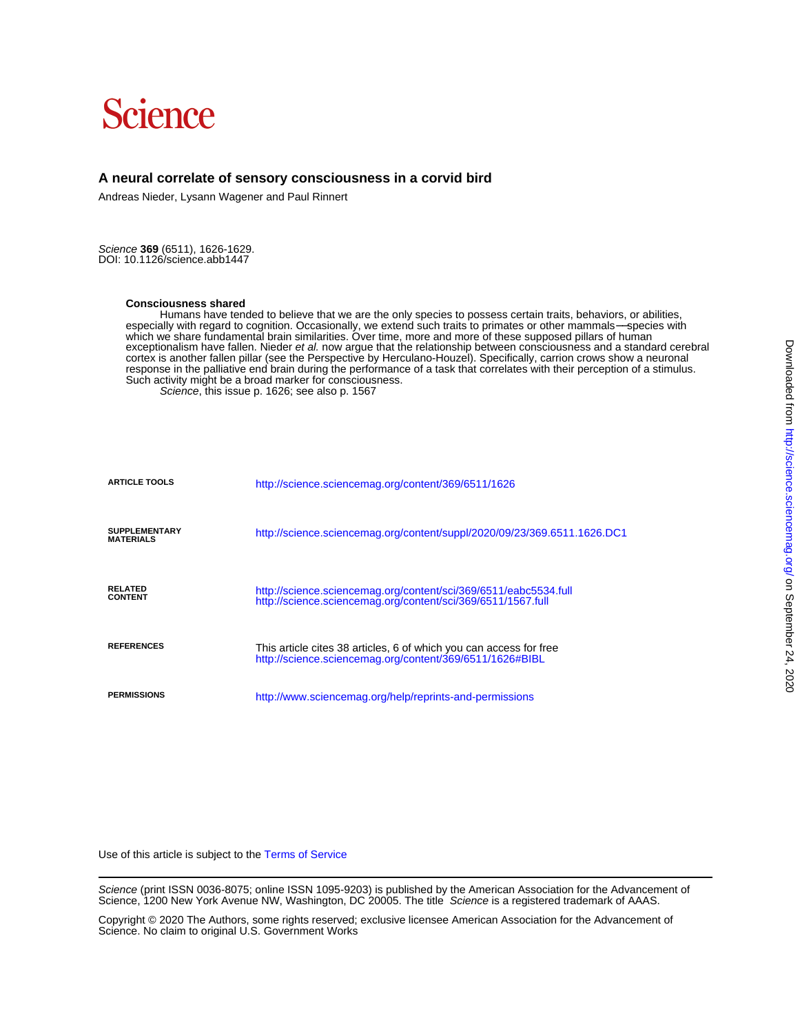Science

# A neural correlate of sensory consciousness in a corvid bird

Andreas Nieder, Lysann Wagener and Paul Rinnert

*Science* **369** (6511), 1626-1629.
DOI: 10.1126/science.abb1447

**Consciousness shared**

Humans have tended to believe that we are the only species to possess certain traits, behaviors, or abilities, especially with regard to cognition. Occasionally, we extend such traits to primates or other mammals—species with which we share fundamental brain similarities. Over time, more and more of these supposed pillars of human exceptionalism have fallen. Nieder *et al.* now argue that the relationship between consciousness and a standard cerebral cortex is another fallen pillar (see the Perspective by Herculano-Houzel). Specifically, carrion crows show a neuronal response in the palliative end brain during the performance of a task that correlates with their perception of a stimulus. Such activity might be a broad marker for consciousness.

*Science*, this issue p. 1626; see also p. 1567

| | |
|---|---|
| **ARTICLE TOOLS** | http://science.sciencemag.org/content/369/6511/1626 |
| **SUPPLEMENTARY MATERIALS** | http://science.sciencemag.org/content/suppl/2020/09/23/369.6511.1626.DC1 |
| **RELATED CONTENT** | http://science.sciencemag.org/content/sci/369/6511/eabc5534.full<br>http://science.sciencemag.org/content/sci/369/6511/1567.full |
| **REFERENCES** | This article cites 38 articles, 6 of which you can access for free<br>http://science.sciencemag.org/content/369/6511/1626#BIBL |
| **PERMISSIONS** | http://www.sciencemag.org/help/reprints-and-permissions |

Use of this article is subject to the Terms of Service

*Science* (print ISSN 0036-8075; online ISSN 1095-9203) is published by the American Association for the Advancement of Science, 1200 New York Avenue NW, Washington, DC 20005. The title *Science* is a registered trademark of AAAS.

Copyright © 2020 The Authors, some rights reserved; exclusive licensee American Association for the Advancement of Science. No claim to original U.S. Government Works